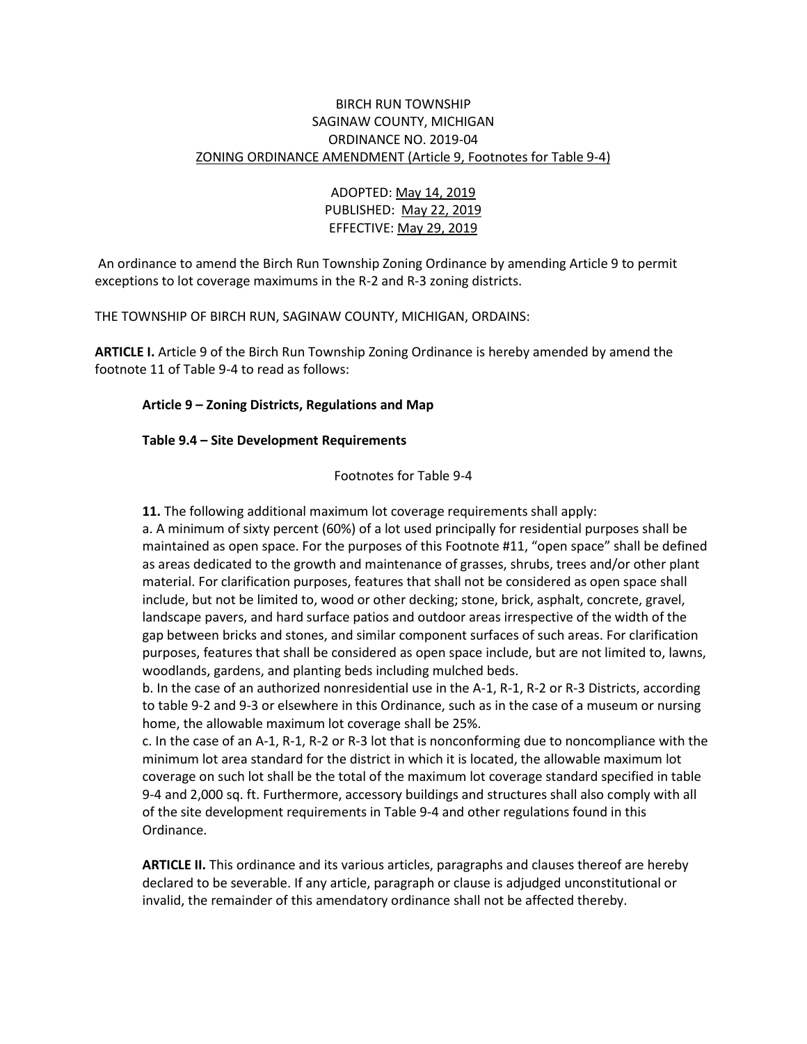BIRCH RUN TOWNSHIP
SAGINAW COUNTY, MICHIGAN
ORDINANCE NO. 2019-04
ZONING ORDINANCE AMENDMENT (Article 9, Footnotes for Table 9-4)

ADOPTED: May 14, 2019
PUBLISHED: May 22, 2019
EFFECTIVE: May 29, 2019

An ordinance to amend the Birch Run Township Zoning Ordinance by amending Article 9 to permit exceptions to lot coverage maximums in the R-2 and R-3 zoning districts.

THE TOWNSHIP OF BIRCH RUN, SAGINAW COUNTY, MICHIGAN, ORDAINS:

**ARTICLE I.** Article 9 of the Birch Run Township Zoning Ordinance is hereby amended by amend the footnote 11 of Table 9-4 to read as follows:

**Article 9 – Zoning Districts, Regulations and Map**

**Table 9.4 – Site Development Requirements**

Footnotes for Table 9-4

**11.** The following additional maximum lot coverage requirements shall apply:

a. A minimum of sixty percent (60%) of a lot used principally for residential purposes shall be maintained as open space. For the purposes of this Footnote #11, "open space" shall be defined as areas dedicated to the growth and maintenance of grasses, shrubs, trees and/or other plant material. For clarification purposes, features that shall not be considered as open space shall include, but not be limited to, wood or other decking; stone, brick, asphalt, concrete, gravel, landscape pavers, and hard surface patios and outdoor areas irrespective of the width of the gap between bricks and stones, and similar component surfaces of such areas. For clarification purposes, features that shall be considered as open space include, but are not limited to, lawns, woodlands, gardens, and planting beds including mulched beds.

b. In the case of an authorized nonresidential use in the A-1, R-1, R-2 or R-3 Districts, according to table 9-2 and 9-3 or elsewhere in this Ordinance, such as in the case of a museum or nursing home, the allowable maximum lot coverage shall be 25%.

c. In the case of an A-1, R-1, R-2 or R-3 lot that is nonconforming due to noncompliance with the minimum lot area standard for the district in which it is located, the allowable maximum lot coverage on such lot shall be the total of the maximum lot coverage standard specified in table 9-4 and 2,000 sq. ft. Furthermore, accessory buildings and structures shall also comply with all of the site development requirements in Table 9-4 and other regulations found in this Ordinance.

**ARTICLE II.** This ordinance and its various articles, paragraphs and clauses thereof are hereby declared to be severable. If any article, paragraph or clause is adjudged unconstitutional or invalid, the remainder of this amendatory ordinance shall not be affected thereby.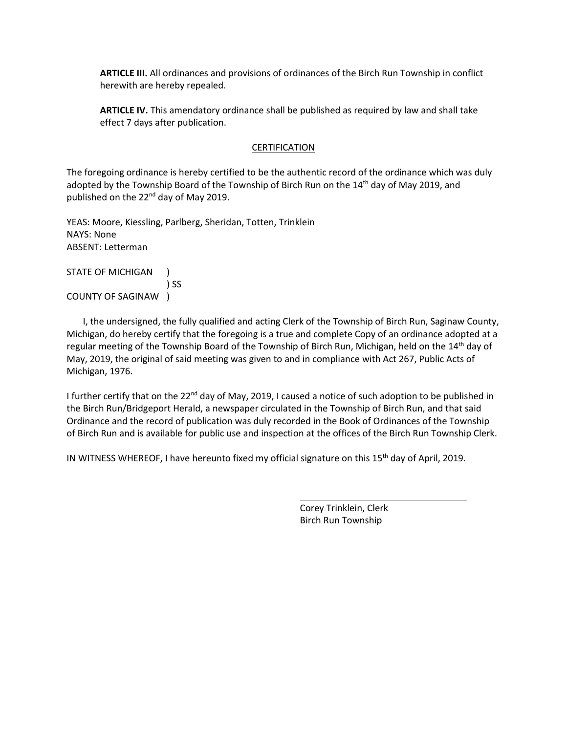**ARTICLE III.** All ordinances and provisions of ordinances of the Birch Run Township in conflict herewith are hereby repealed.

**ARTICLE IV.** This amendatory ordinance shall be published as required by law and shall take effect 7 days after publication.

CERTIFICATION

The foregoing ordinance is hereby certified to be the authentic record of the ordinance which was duly adopted by the Township Board of the Township of Birch Run on the 14th day of May 2019, and published on the 22nd day of May 2019.

YEAS: Moore, Kiessling, Parlberg, Sheridan, Totten, Trinklein
NAYS: None
ABSENT: Letterman

STATE OF MICHIGAN )
) SS
COUNTY OF SAGINAW )

I, the undersigned, the fully qualified and acting Clerk of the Township of Birch Run, Saginaw County, Michigan, do hereby certify that the foregoing is a true and complete Copy of an ordinance adopted at a regular meeting of the Township Board of the Township of Birch Run, Michigan, held on the 14th day of May, 2019, the original of said meeting was given to and in compliance with Act 267, Public Acts of Michigan, 1976.

I further certify that on the 22nd day of May, 2019, I caused a notice of such adoption to be published in the Birch Run/Bridgeport Herald, a newspaper circulated in the Township of Birch Run, and that said Ordinance and the record of publication was duly recorded in the Book of Ordinances of the Township of Birch Run and is available for public use and inspection at the offices of the Birch Run Township Clerk.

IN WITNESS WHEREOF, I have hereunto fixed my official signature on this 15th day of April, 2019.

Corey Trinklein, Clerk
Birch Run Township